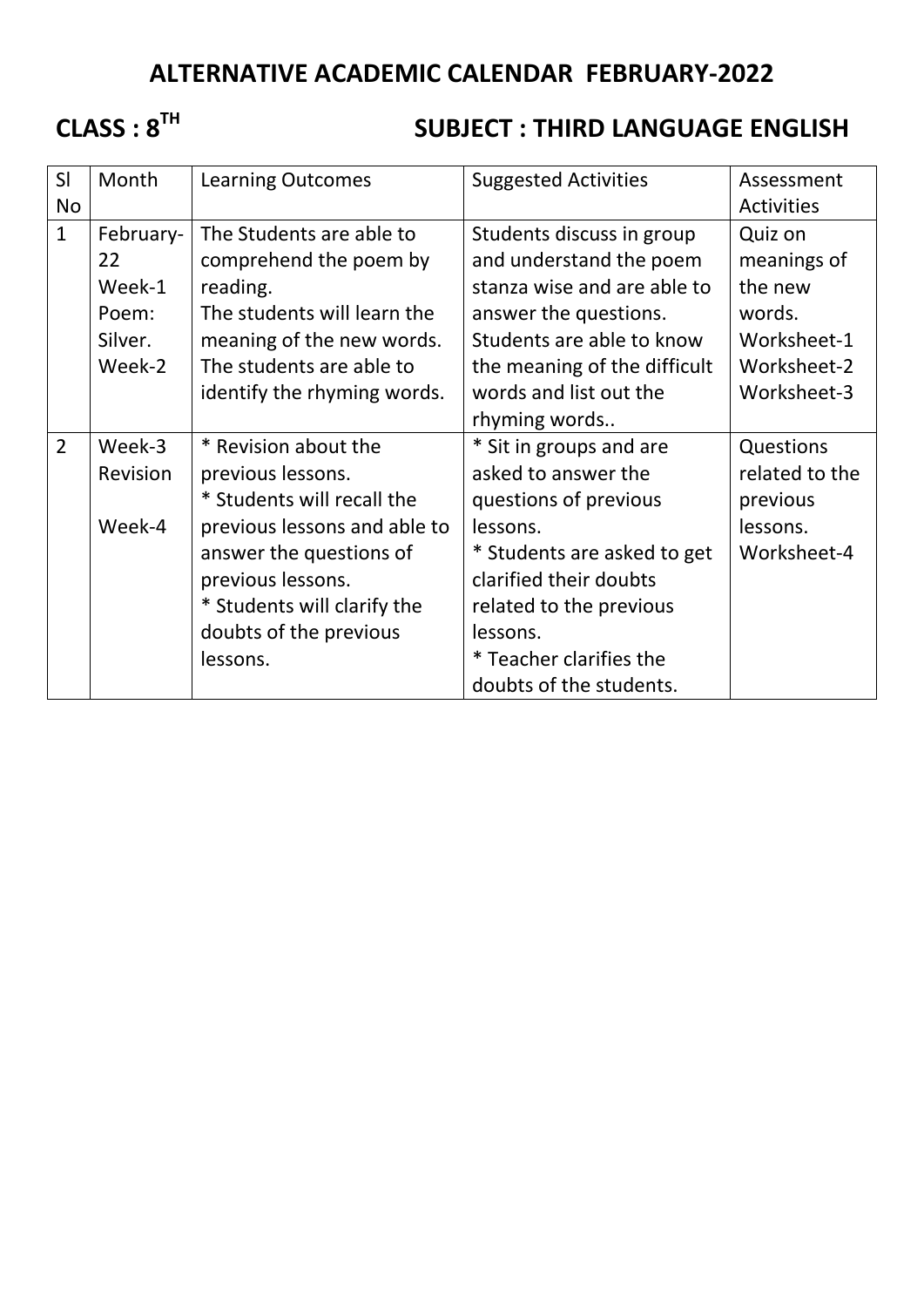# ALTERNATIVE ACADEMIC CALENDAR FEBRUARY-2022

## CLASS : 8TH SUBJECT : THIRD LANGUAGE ENGLISH

| Sl No | Month | Learning Outcomes | Suggested Activities | Assessment Activities |
|---|---|---|---|---|
| 1 | February-22 Week-1 Poem: Silver. Week-2 | The Students are able to comprehend the poem by reading. The students will learn the meaning of the new words. The students are able to identify the rhyming words. | Students discuss in group and understand the poem stanza wise and are able to answer the questions. Students are able to know the meaning of the difficult words and list out the rhyming words.. | Quiz on meanings of the new words. Worksheet-1 Worksheet-2 Worksheet-3 |
| 2 | Week-3 Revision Week-4 | * Revision about the previous lessons. * Students will recall the previous lessons and able to answer the questions of previous lessons. * Students will clarify the doubts of the previous lessons. | * Sit in groups and are asked to answer the questions of previous lessons. * Students are asked to get clarified their doubts related to the previous lessons. * Teacher clarifies the doubts of the students. | Questions related to the previous lessons. Worksheet-4 |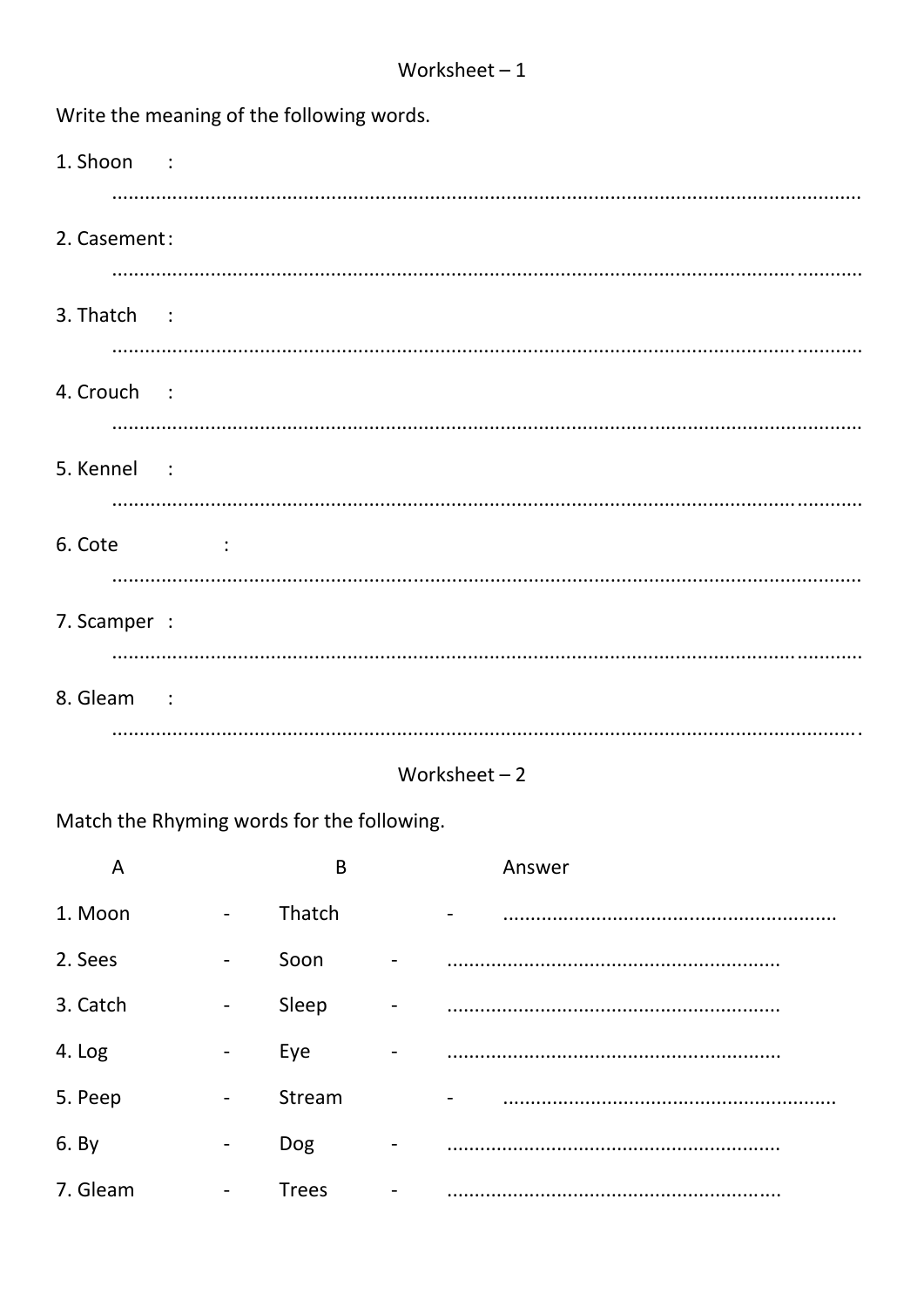## Worksheet – 1

Write the meaning of the following words.

1. Shoon :

   ..........................................................................................................................................

2. Casement :

   ..........................................................................................................................................

3. Thatch :

   ..........................................................................................................................................

4. Crouch :

   ..........................................................................................................................................

5. Kennel :

   ..........................................................................................................................................

6. Cote :

   ..........................................................................................................................................

7. Scamper :

   ..........................................................................................................................................

8. Gleam :

   ..........................................................................................................................................

## Worksheet – 2

Match the Rhyming words for the following.

| A | | B | | Answer |
|---|---|---|---|---|
| 1. Moon | - | Thatch | - | ............................................................ |
| 2. Sees | - | Soon | - | ............................................................ |
| 3. Catch | - | Sleep | - | ............................................................ |
| 4. Log | - | Eye | - | ............................................................ |
| 5. Peep | - | Stream | - | ............................................................ |
| 6. By | - | Dog | - | ............................................................ |
| 7. Gleam | - | Trees | - | ............................................................ |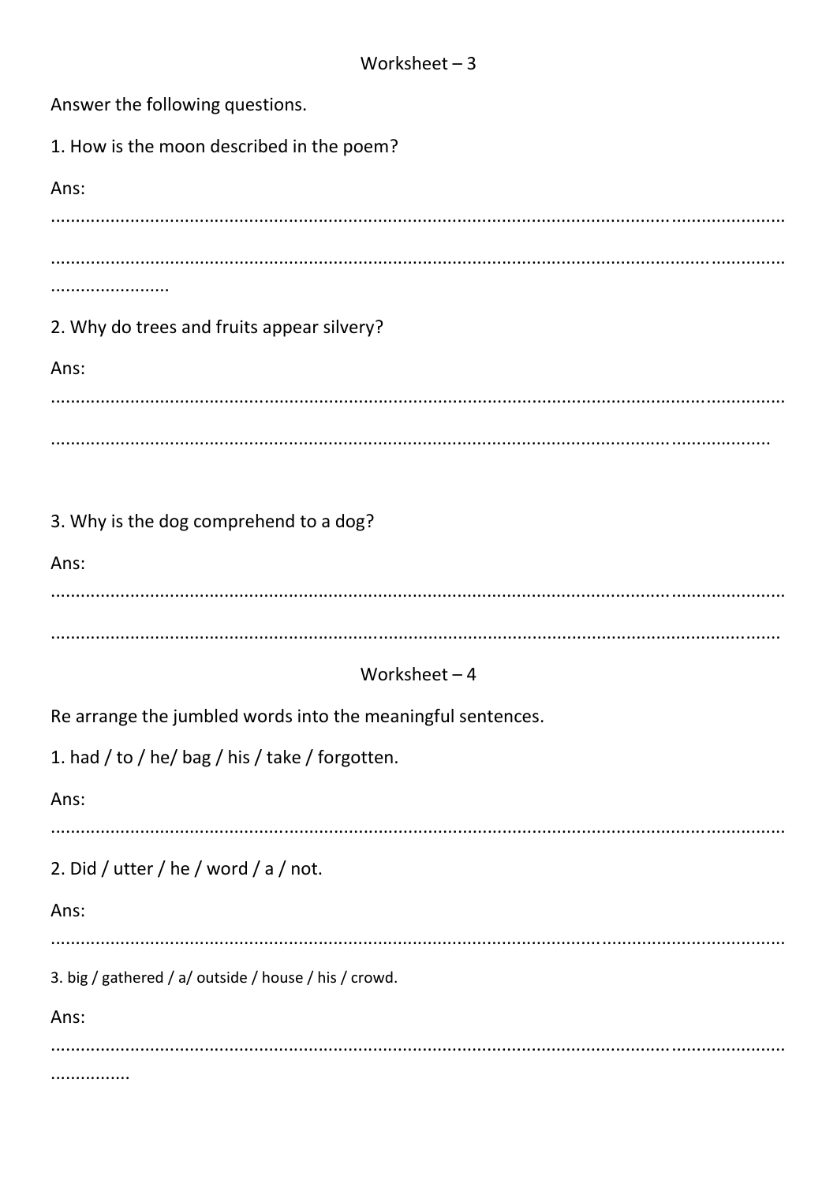## Worksheet – 3

Answer the following questions.

1. How is the moon described in the poem?

Ans:

........................................................................................................................................................

........................................................................................................................................................
........................

2. Why do trees and fruits appear silvery?

Ans:

........................................................................................................................................................

.....................................................................................................................................................

3. Why is the dog comprehend to a dog?

Ans:

........................................................................................................................................................

......................................................................................................................................................

## Worksheet – 4

Re arrange the jumbled words into the meaningful sentences.

1. had / to / he/ bag / his / take / forgotten.

Ans:

........................................................................................................................................................

2. Did / utter / he / word / a / not.

Ans:

........................................................................................................................................................

3. big / gathered / a/ outside / house / his / crowd.

Ans:

........................................................................................................................................................
................